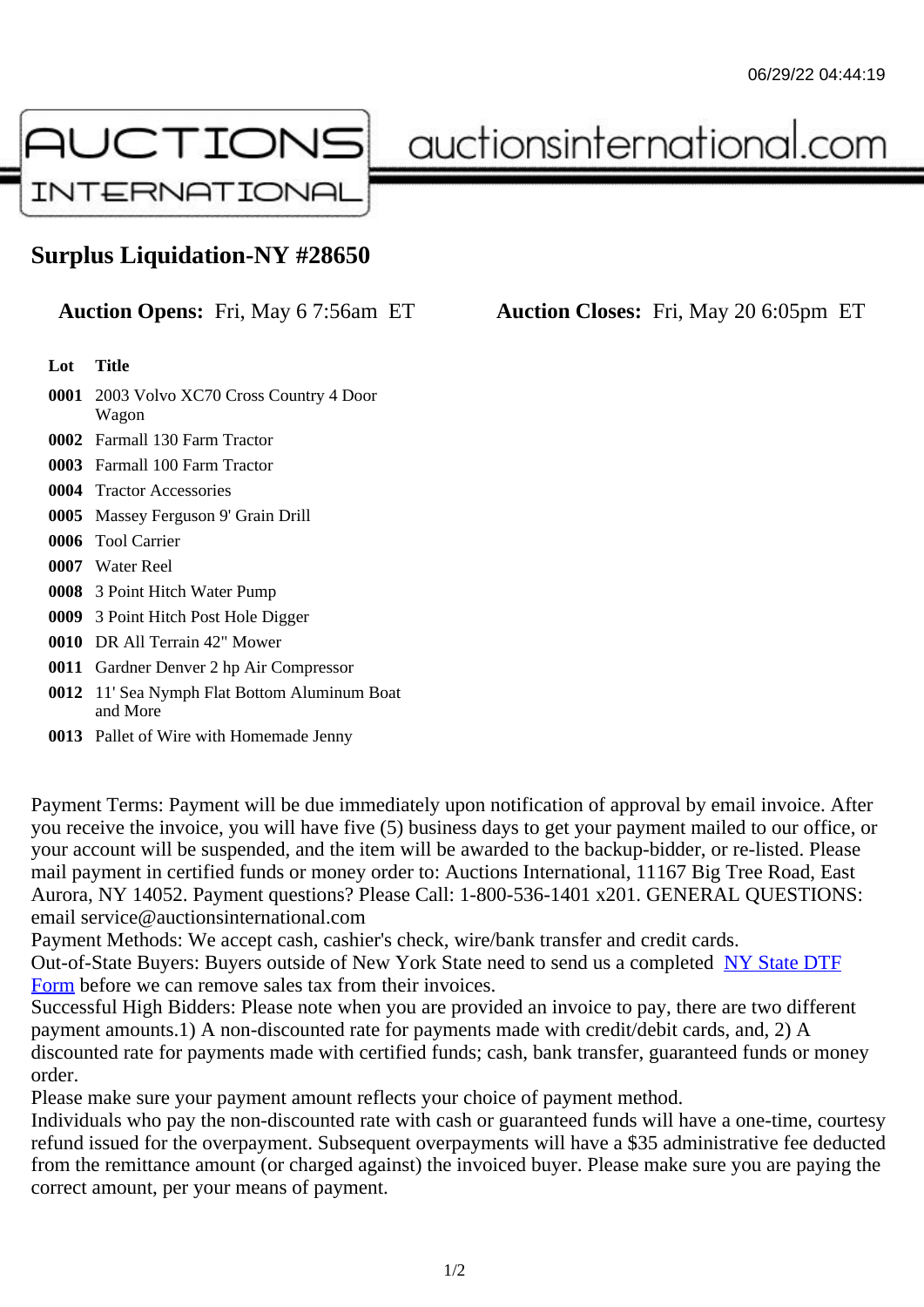# Surplus Liquidation-NY #28650

**Auction Opens:** Fri, May 6 7:56am ET **Auction Closes:** Fri, May 20 6:05pm ET

| Lot | Title |
|---|---|
| 0001 | 2003 Volvo XC70 Cross Country 4 Door Wagon |
| 0002 | Farmall 130 Farm Tractor |
| 0003 | Farmall 100 Farm Tractor |
| 0004 | Tractor Accessories |
| 0005 | Massey Ferguson 9' Grain Drill |
| 0006 | Tool Carrier |
| 0007 | Water Reel |
| 0008 | 3 Point Hitch Water Pump |
| 0009 | 3 Point Hitch Post Hole Digger |
| 0010 | DR All Terrain 42" Mower |
| 0011 | Gardner Denver 2 hp Air Compressor |
| 0012 | 11' Sea Nymph Flat Bottom Aluminum Boat and More |
| 0013 | Pallet of Wire with Homemade Jenny |

Payment Terms: Payment will be due immediately upon notification of approval by email invoice. After you receive the invoice, you will have five (5) business days to get your payment mailed to our office, or your account will be suspended, and the item will be awarded to the backup-bidder, or re-listed. Please mail payment in certified funds or money order to: Auctions International, 11167 Big Tree Road, East Aurora, NY 14052. Payment questions? Please Call: 1-800-536-1401 x201. GENERAL QUESTIONS: email service@auctionsinternational.com

Payment Methods: We accept cash, cashier's check, wire/bank transfer and credit cards.

Out-of-State Buyers: Buyers outside of New York State need to send us a completed NY State DTF Form before we can remove sales tax from their invoices.

Successful High Bidders: Please note when you are provided an invoice to pay, there are two different payment amounts.1) A non-discounted rate for payments made with credit/debit cards, and, 2) A discounted rate for payments made with certified funds; cash, bank transfer, guaranteed funds or money order.

Please make sure your payment amount reflects your choice of payment method.

Individuals who pay the non-discounted rate with cash or guaranteed funds will have a one-time, courtesy refund issued for the overpayment. Subsequent overpayments will have a $35 administrative fee deducted from the remittance amount (or charged against) the invoiced buyer. Please make sure you are paying the correct amount, per your means of payment.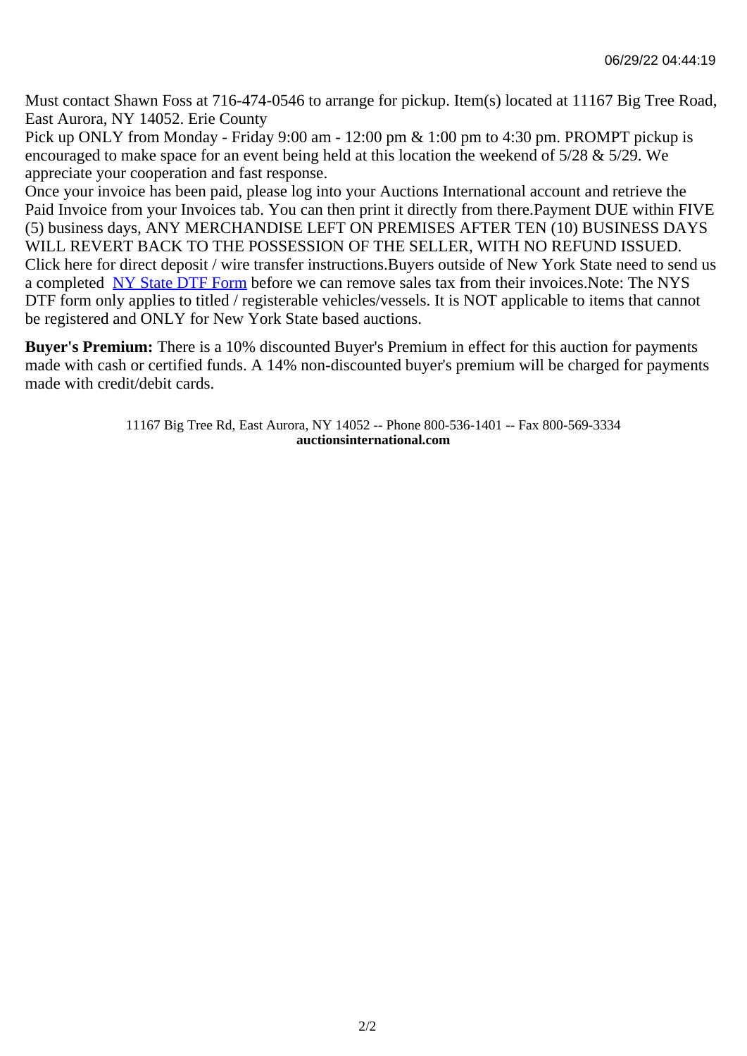Must contact Shawn Foss at 716-474-0546 to arrange for pickup. Item(s) located at 11167 Big Tree Road, East Aurora, NY 14052. Erie County
Pick up ONLY from Monday - Friday 9:00 am - 12:00 pm & 1:00 pm to 4:30 pm. PROMPT pickup is encouraged to make space for an event being held at this location the weekend of 5/28 & 5/29. We appreciate your cooperation and fast response.
Once your invoice has been paid, please log into your Auctions International account and retrieve the Paid Invoice from your Invoices tab. You can then print it directly from there.Payment DUE within FIVE (5) business days, ANY MERCHANDISE LEFT ON PREMISES AFTER TEN (10) BUSINESS DAYS WILL REVERT BACK TO THE POSSESSION OF THE SELLER, WITH NO REFUND ISSUED. Click here for direct deposit / wire transfer instructions.Buyers outside of New York State need to send us a completed NY State DTF Form before we can remove sales tax from their invoices.Note: The NYS DTF form only applies to titled / registerable vehicles/vessels. It is NOT applicable to items that cannot be registered and ONLY for New York State based auctions.

**Buyer's Premium:** There is a 10% discounted Buyer's Premium in effect for this auction for payments made with cash or certified funds. A 14% non-discounted buyer's premium will be charged for payments made with credit/debit cards.